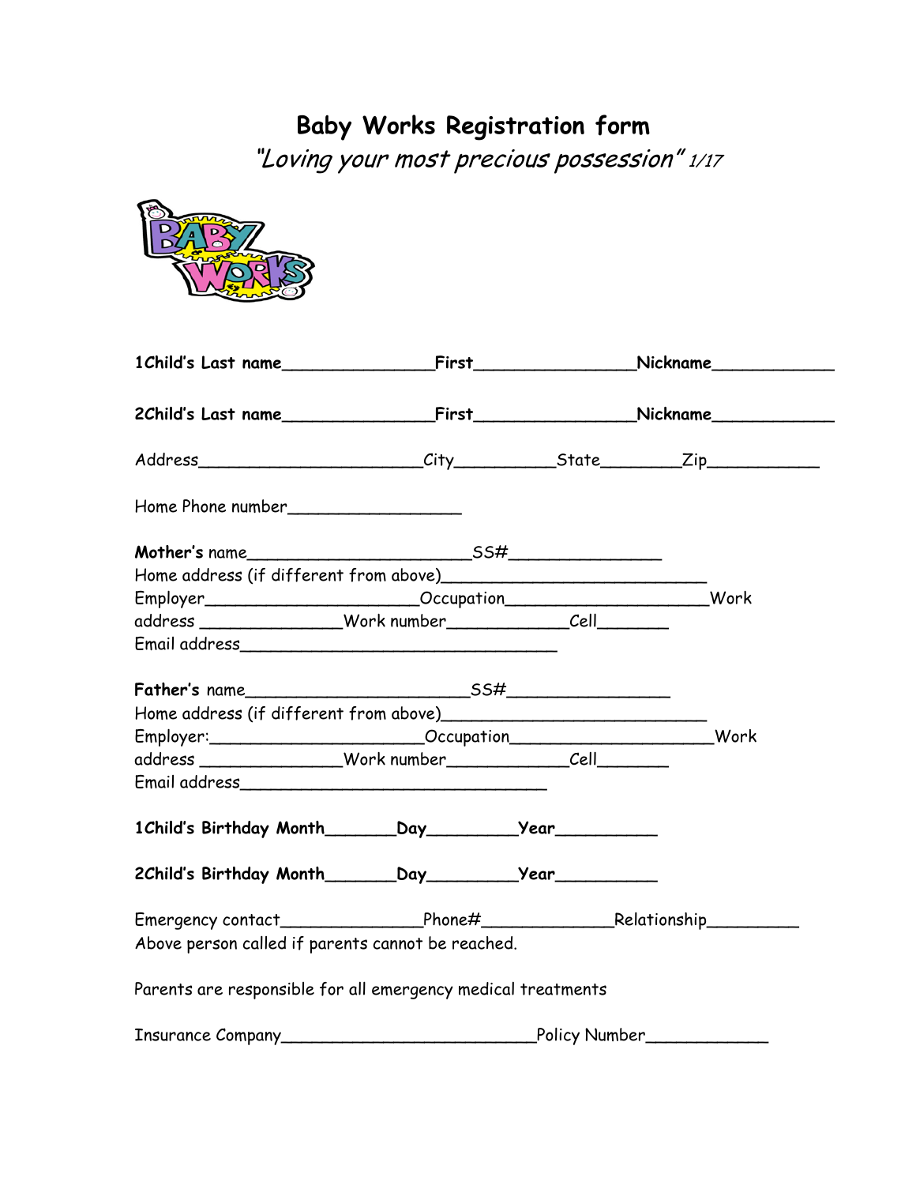# Baby Works Registration form

*"Loving your most precious possession"* 1/17

**1Child's Last name**_______________**First**________________**Nickname**____________

**2Child's Last name**_______________**First**________________**Nickname**____________

Address______________________City__________State________Zip___________

Home Phone number_________________

**Mother's** name______________________SS#_______________
Home address (if different from above)___________________________
Employer_____________________Occupation____________________Work
address ______________Work number____________Cell_______
Email address________________________________

**Father's** name______________________SS#________________
Home address (if different from above)___________________________
Employer:_____________________Occupation____________________Work
address ______________Work number____________Cell_______
Email address_______________________________

**1Child's Birthday Month**_______**Day**_________**Year**__________

**2Child's Birthday Month**_______**Day**_________**Year**__________

Emergency contact______________Phone#_____________Relationship_________
Above person called if parents cannot be reached.

Parents are responsible for all emergency medical treatments

Insurance Company_________________________Policy Number____________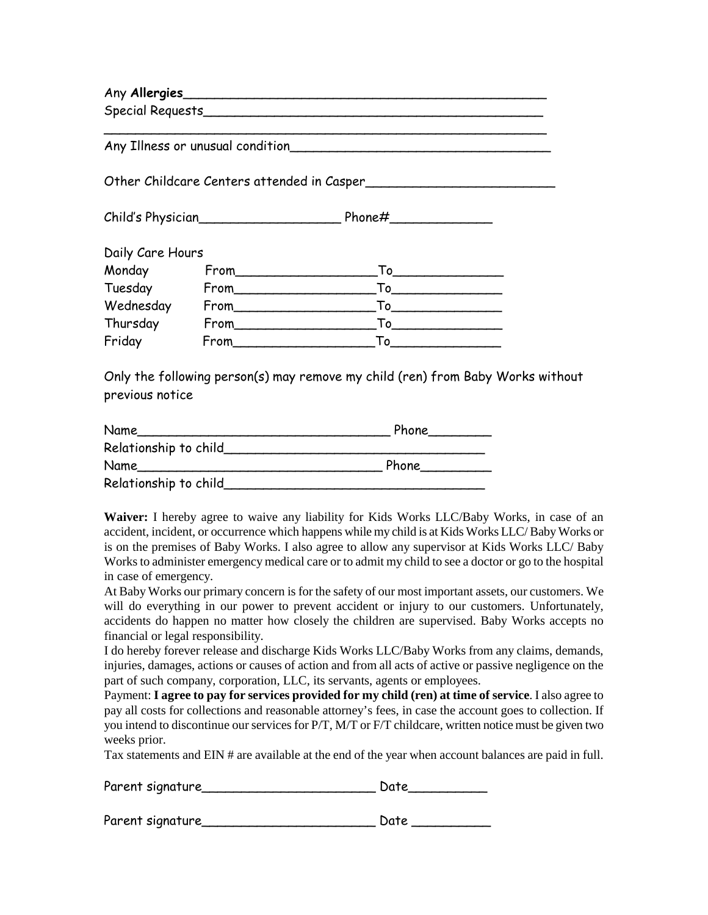Any **Allergies**_______________________________________________

Special Requests_____________________________________________

_____________________________________________________________

Any Illness or unusual condition__________________________________

Other Childcare Centers attended in Casper________________________

Child's Physician__________________ Phone#_____________

Daily Care Hours

| | | |
|---|---|---|
| Monday | From__________________ | To______________ |
| Tuesday | From__________________ | To______________ |
| Wednesday | From__________________ | To______________ |
| Thursday | From__________________ | To______________ |
| Friday | From__________________ | To______________ |

Only the following person(s) may remove my child (ren) from Baby Works without previous notice

Name_________________________________ Phone________

Relationship to child_________________________________

Name________________________________ Phone_________

Relationship to child_________________________________

**Waiver:** I hereby agree to waive any liability for Kids Works LLC/Baby Works, in case of an accident, incident, or occurrence which happens while my child is at Kids Works LLC/ Baby Works or is on the premises of Baby Works. I also agree to allow any supervisor at Kids Works LLC/ Baby Works to administer emergency medical care or to admit my child to see a doctor or go to the hospital in case of emergency.

At Baby Works our primary concern is for the safety of our most important assets, our customers. We will do everything in our power to prevent accident or injury to our customers. Unfortunately, accidents do happen no matter how closely the children are supervised. Baby Works accepts no financial or legal responsibility.

I do hereby forever release and discharge Kids Works LLC/Baby Works from any claims, demands, injuries, damages, actions or causes of action and from all acts of active or passive negligence on the part of such company, corporation, LLC, its servants, agents or employees.

Payment: **I agree to pay for services provided for my child (ren) at time of service**. I also agree to pay all costs for collections and reasonable attorney's fees, in case the account goes to collection. If you intend to discontinue our services for P/T, M/T or F/T childcare, written notice must be given two weeks prior.

Tax statements and EIN # are available at the end of the year when account balances are paid in full.

Parent signature_______________________ Date__________

Parent signature_______________________ Date __________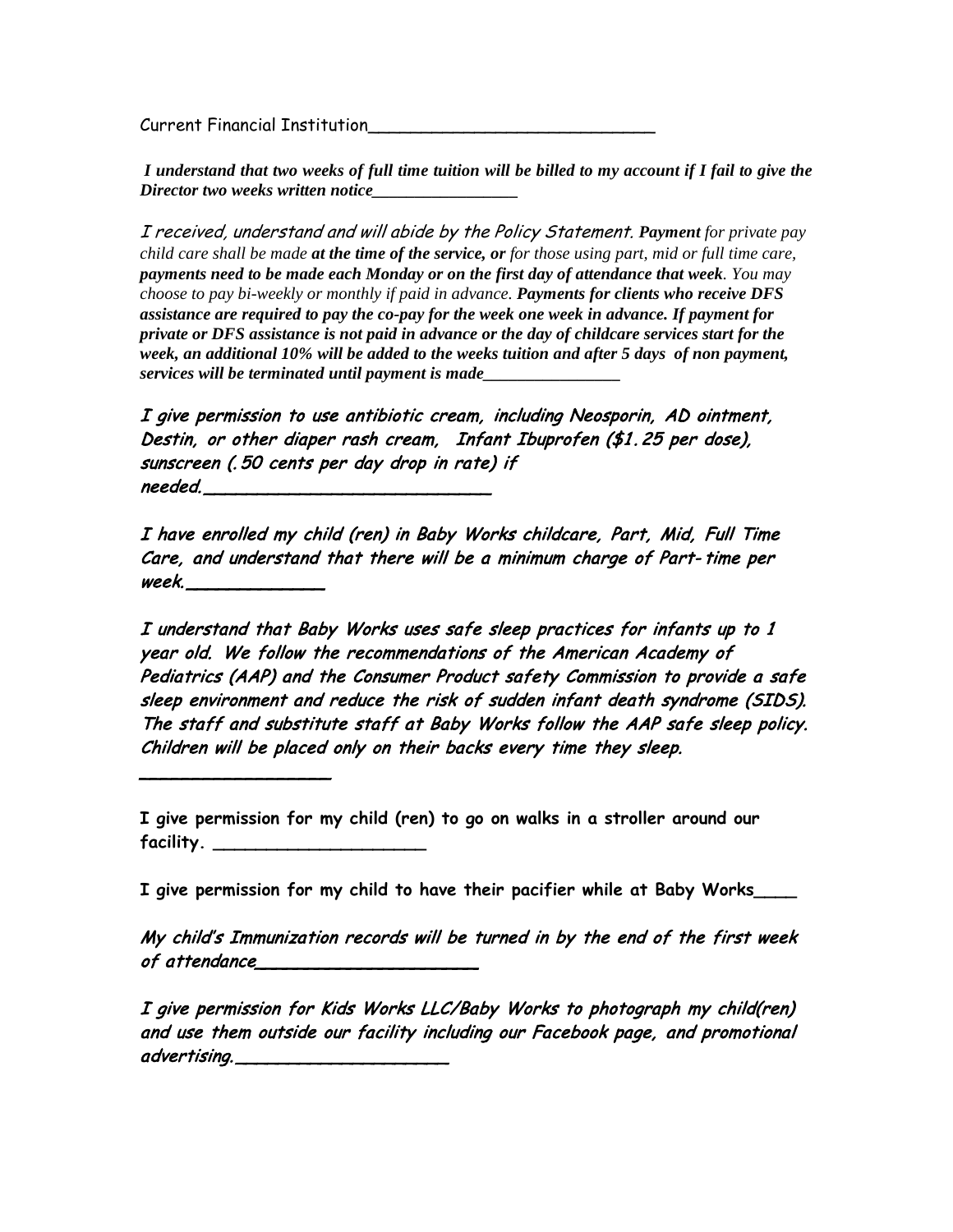Current Financial Institution___________________________

***I understand that two weeks of full time tuition will be billed to my account if I fail to give the Director two weeks written notice________________***

*I received, understand and will abide by the Policy Statement. **Payment** for private pay child care shall be made **at the time of the service, or** for those using part, mid or full time care, **payments need to be made each Monday or on the first day of attendance that week**. You may choose to pay bi-weekly or monthly if paid in advance. **Payments for clients who receive DFS assistance are required to pay the co-pay for the week one week in advance. If payment for private or DFS assistance is not paid in advance or the day of childcare services start for the week, an additional 10% will be added to the weeks tuition and after 5 days of non payment, services will be terminated until payment is made_______________***

*I give permission to use antibiotic cream, including Neosporin, AD ointment, Destin, or other diaper rash cream, Infant Ibuprofen ($1.25 per dose), sunscreen (.50 cents per day drop in rate) if needed.___________________________*

*I have enrolled my child (ren) in Baby Works childcare, Part, Mid, Full Time Care, and understand that there will be a minimum charge of Part-time per week.____________*

*I understand that Baby Works uses safe sleep practices for infants up to 1 year old. We follow the recommendations of the American Academy of Pediatrics (AAP) and the Consumer Product safety Commission to provide a safe sleep environment and reduce the risk of sudden infant death syndrome (SIDS). The staff and substitute staff at Baby Works follow the AAP safe sleep policy. Children will be placed only on their backs every time they sleep.*

_________________

**I give permission for my child (ren) to go on walks in a stroller around our facility. ___________________**

**I give permission for my child to have their pacifier while at Baby Works____**

*My child's Immunization records will be turned in by the end of the first week of attendance___________________*

*I give permission for Kids Works LLC/Baby Works to photograph my child(ren) and use them outside our facility including our Facebook page, and promotional advertising.___________________*